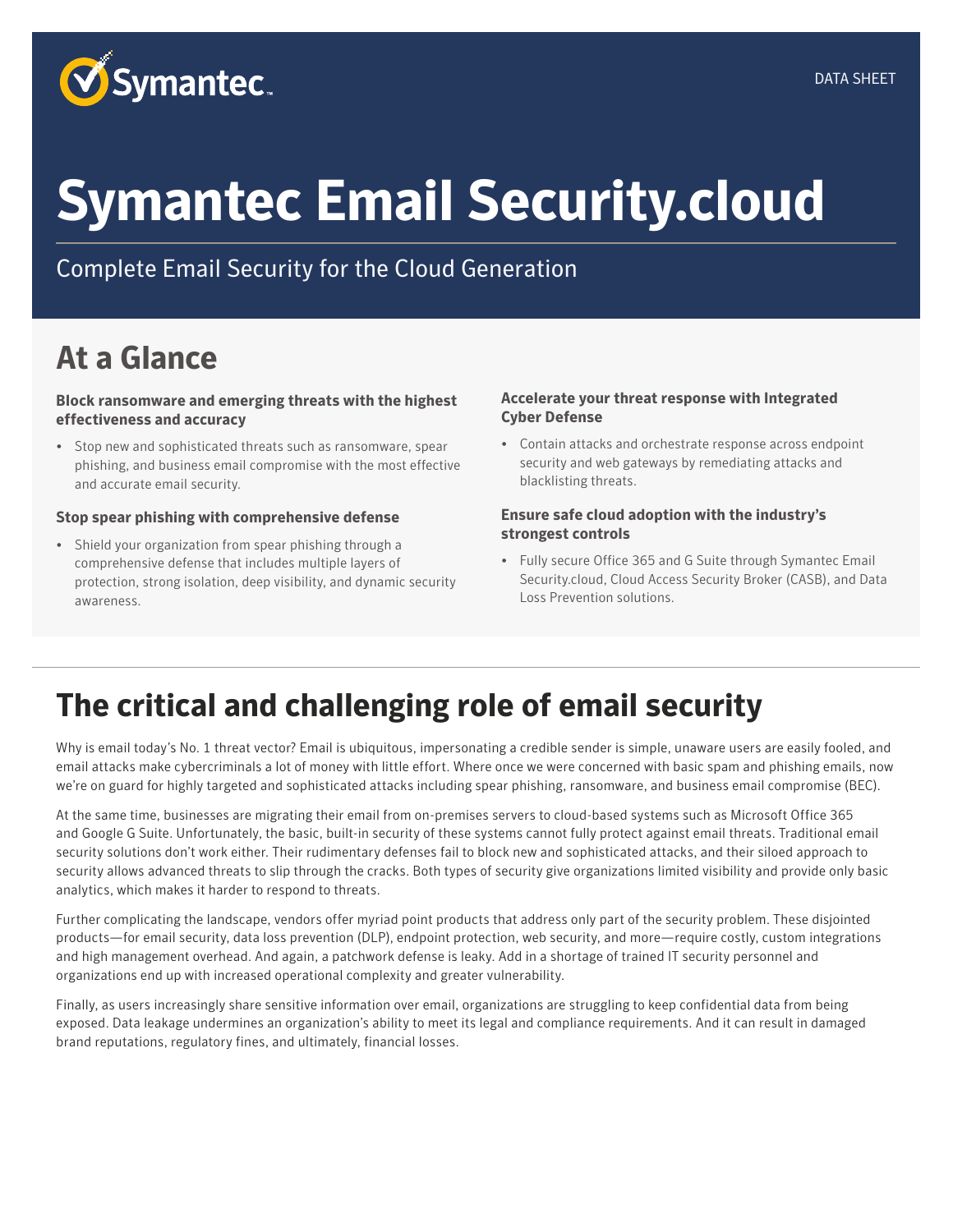Symantec

DATA SHEET

# Symantec Email Security.cloud

Complete Email Security for the Cloud Generation

## At a Glance

**Block ransomware and emerging threats with the highest effectiveness and accuracy**

- Stop new and sophisticated threats such as ransomware, spear phishing, and business email compromise with the most effective and accurate email security.

**Stop spear phishing with comprehensive defense**

- Shield your organization from spear phishing through a comprehensive defense that includes multiple layers of protection, strong isolation, deep visibility, and dynamic security awareness.

**Accelerate your threat response with Integrated Cyber Defense**

- Contain attacks and orchestrate response across endpoint security and web gateways by remediating attacks and blacklisting threats.

**Ensure safe cloud adoption with the industry's strongest controls**

- Fully secure Office 365 and G Suite through Symantec Email Security.cloud, Cloud Access Security Broker (CASB), and Data Loss Prevention solutions.

## The critical and challenging role of email security

Why is email today's No. 1 threat vector? Email is ubiquitous, impersonating a credible sender is simple, unaware users are easily fooled, and email attacks make cybercriminals a lot of money with little effort. Where once we were concerned with basic spam and phishing emails, now we're on guard for highly targeted and sophisticated attacks including spear phishing, ransomware, and business email compromise (BEC).

At the same time, businesses are migrating their email from on-premises servers to cloud-based systems such as Microsoft Office 365 and Google G Suite. Unfortunately, the basic, built-in security of these systems cannot fully protect against email threats. Traditional email security solutions don't work either. Their rudimentary defenses fail to block new and sophisticated attacks, and their siloed approach to security allows advanced threats to slip through the cracks. Both types of security give organizations limited visibility and provide only basic analytics, which makes it harder to respond to threats.

Further complicating the landscape, vendors offer myriad point products that address only part of the security problem. These disjointed products—for email security, data loss prevention (DLP), endpoint protection, web security, and more—require costly, custom integrations and high management overhead. And again, a patchwork defense is leaky. Add in a shortage of trained IT security personnel and organizations end up with increased operational complexity and greater vulnerability.

Finally, as users increasingly share sensitive information over email, organizations are struggling to keep confidential data from being exposed. Data leakage undermines an organization's ability to meet its legal and compliance requirements. And it can result in damaged brand reputations, regulatory fines, and ultimately, financial losses.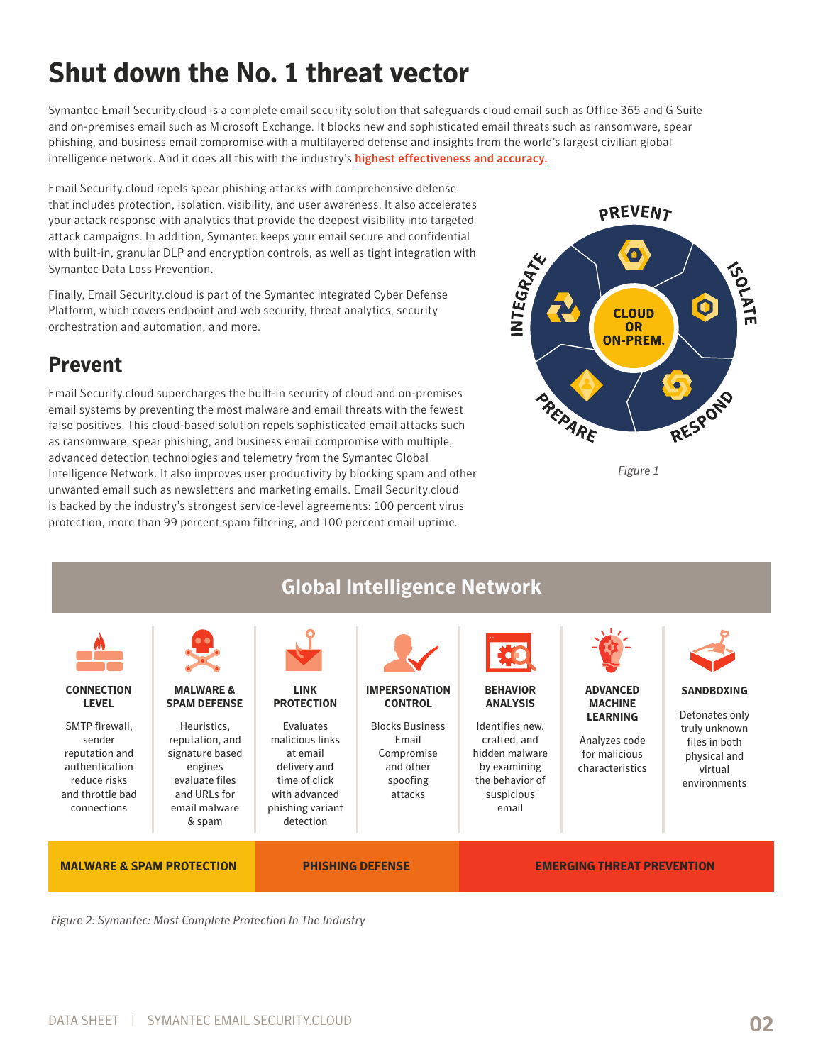# Shut down the No. 1 threat vector

Symantec Email Security.cloud is a complete email security solution that safeguards cloud email such as Office 365 and G Suite and on-premises email such as Microsoft Exchange. It blocks new and sophisticated email threats such as ransomware, spear phishing, and business email compromise with a multilayered defense and insights from the world's largest civilian global intelligence network. And it does all this with the industry's **highest effectiveness and accuracy.**

Email Security.cloud repels spear phishing attacks with comprehensive defense that includes protection, isolation, visibility, and user awareness. It also accelerates your attack response with analytics that provide the deepest visibility into targeted attack campaigns. In addition, Symantec keeps your email secure and confidential with built-in, granular DLP and encryption controls, as well as tight integration with Symantec Data Loss Prevention.

Finally, Email Security.cloud is part of the Symantec Integrated Cyber Defense Platform, which covers endpoint and web security, threat analytics, security orchestration and automation, and more.

PREVENT | ISOLATE | RESPOND | PREPARE | INTEGRATE — CLOUD OR ON-PREM.

*Figure 1*

## Prevent

Email Security.cloud supercharges the built-in security of cloud and on-premises email systems by preventing the most malware and email threats with the fewest false positives. This cloud-based solution repels sophisticated email attacks such as ransomware, spear phishing, and business email compromise with multiple, advanced detection technologies and telemetry from the Symantec Global Intelligence Network. It also improves user productivity by blocking spam and other unwanted email such as newsletters and marketing emails. Email Security.cloud is backed by the industry's strongest service-level agreements: 100 percent virus protection, more than 99 percent spam filtering, and 100 percent email uptime.

### Global Intelligence Network

| CONNECTION LEVEL | MALWARE & SPAM DEFENSE | LINK PROTECTION | IMPERSONATION CONTROL | BEHAVIOR ANALYSIS | ADVANCED MACHINE LEARNING | SANDBOXING |
|---|---|---|---|---|---|---|
| SMTP firewall, sender reputation and authentication reduce risks and throttle bad connections | Heuristics, reputation, and signature based engines evaluate files and URLs for email malware & spam | Evaluates malicious links at email delivery and time of click with advanced phishing variant detection | Blocks Business Email Compromise and other spoofing attacks | Identifies new, crafted, and hidden malware by examining the behavior of suspicious email | Analyzes code for malicious characteristics | Detonates only truly unknown files in both physical and virtual environments |
| **MALWARE & SPAM PROTECTION** | | **PHISHING DEFENSE** | | **EMERGING THREAT PREVENTION** | | |

*Figure 2: Symantec: Most Complete Protection In The Industry*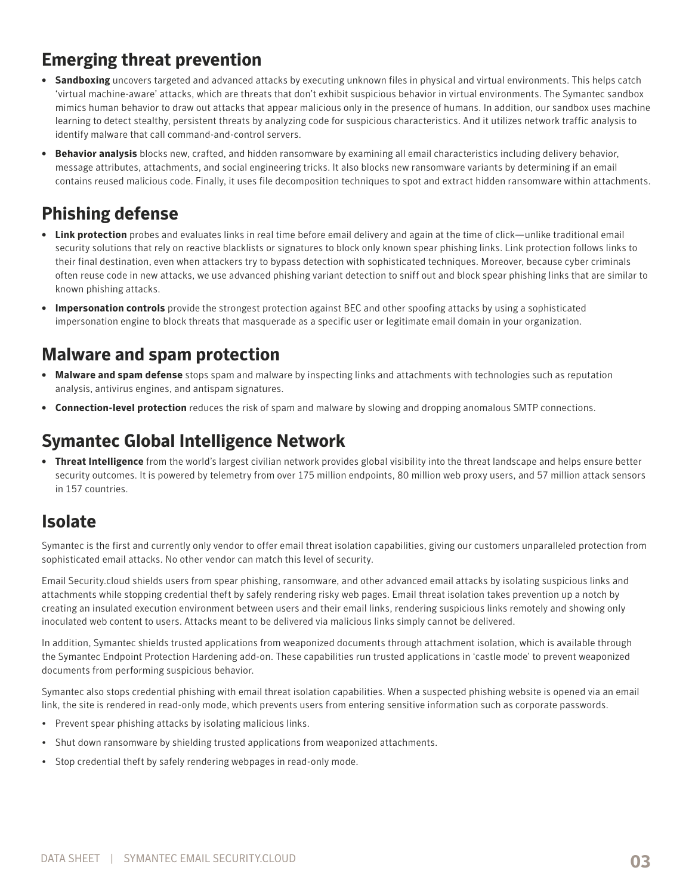## Emerging threat prevention

- **Sandboxing** uncovers targeted and advanced attacks by executing unknown files in physical and virtual environments. This helps catch 'virtual machine-aware' attacks, which are threats that don't exhibit suspicious behavior in virtual environments. The Symantec sandbox mimics human behavior to draw out attacks that appear malicious only in the presence of humans. In addition, our sandbox uses machine learning to detect stealthy, persistent threats by analyzing code for suspicious characteristics. And it utilizes network traffic analysis to identify malware that call command-and-control servers.
- **Behavior analysis** blocks new, crafted, and hidden ransomware by examining all email characteristics including delivery behavior, message attributes, attachments, and social engineering tricks. It also blocks new ransomware variants by determining if an email contains reused malicious code. Finally, it uses file decomposition techniques to spot and extract hidden ransomware within attachments.

## Phishing defense

- **Link protection** probes and evaluates links in real time before email delivery and again at the time of click—unlike traditional email security solutions that rely on reactive blacklists or signatures to block only known spear phishing links. Link protection follows links to their final destination, even when attackers try to bypass detection with sophisticated techniques. Moreover, because cyber criminals often reuse code in new attacks, we use advanced phishing variant detection to sniff out and block spear phishing links that are similar to known phishing attacks.
- **Impersonation controls** provide the strongest protection against BEC and other spoofing attacks by using a sophisticated impersonation engine to block threats that masquerade as a specific user or legitimate email domain in your organization.

## Malware and spam protection

- **Malware and spam defense** stops spam and malware by inspecting links and attachments with technologies such as reputation analysis, antivirus engines, and antispam signatures.
- **Connection-level protection** reduces the risk of spam and malware by slowing and dropping anomalous SMTP connections.

## Symantec Global Intelligence Network

- **Threat Intelligence** from the world's largest civilian network provides global visibility into the threat landscape and helps ensure better security outcomes. It is powered by telemetry from over 175 million endpoints, 80 million web proxy users, and 57 million attack sensors in 157 countries.

## Isolate

Symantec is the first and currently only vendor to offer email threat isolation capabilities, giving our customers unparalleled protection from sophisticated email attacks. No other vendor can match this level of security.

Email Security.cloud shields users from spear phishing, ransomware, and other advanced email attacks by isolating suspicious links and attachments while stopping credential theft by safely rendering risky web pages. Email threat isolation takes prevention up a notch by creating an insulated execution environment between users and their email links, rendering suspicious links remotely and showing only inoculated web content to users. Attacks meant to be delivered via malicious links simply cannot be delivered.

In addition, Symantec shields trusted applications from weaponized documents through attachment isolation, which is available through the Symantec Endpoint Protection Hardening add-on. These capabilities run trusted applications in 'castle mode' to prevent weaponized documents from performing suspicious behavior.

Symantec also stops credential phishing with email threat isolation capabilities. When a suspected phishing website is opened via an email link, the site is rendered in read-only mode, which prevents users from entering sensitive information such as corporate passwords.

- Prevent spear phishing attacks by isolating malicious links.
- Shut down ransomware by shielding trusted applications from weaponized attachments.
- Stop credential theft by safely rendering webpages in read-only mode.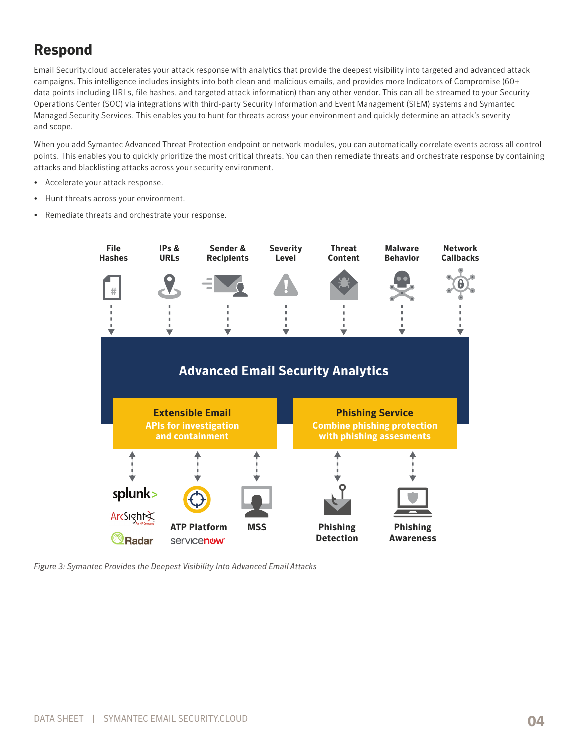## Respond

Email Security.cloud accelerates your attack response with analytics that provide the deepest visibility into targeted and advanced attack campaigns. This intelligence includes insights into both clean and malicious emails, and provides more Indicators of Compromise (60+ data points including URLs, file hashes, and targeted attack information) than any other vendor. This can all be streamed to your Security Operations Center (SOC) via integrations with third-party Security Information and Event Management (SIEM) systems and Symantec Managed Security Services. This enables you to hunt for threats across your environment and quickly determine an attack's severity and scope.

When you add Symantec Advanced Threat Protection endpoint or network modules, you can automatically correlate events across all control points. This enables you to quickly prioritize the most critical threats. You can then remediate threats and orchestrate response by containing attacks and blacklisting attacks across your security environment.

- Accelerate your attack response.
- Hunt threats across your environment.
- Remediate threats and orchestrate your response.

File Hashes | IPs & URLs | Sender & Recipients | Severity Level | Threat Content | Malware Behavior | Network Callbacks

**Advanced Email Security Analytics**

**Extensible Email** APIs for investigation and containment

**Phishing Service** Combine phishing protection with phishing assesments

splunk> | ArcSight | Radar | ATP Platform | servicenow | MSS | Phishing Detection | Phishing Awareness

*Figure 3: Symantec Provides the Deepest Visibility Into Advanced Email Attacks*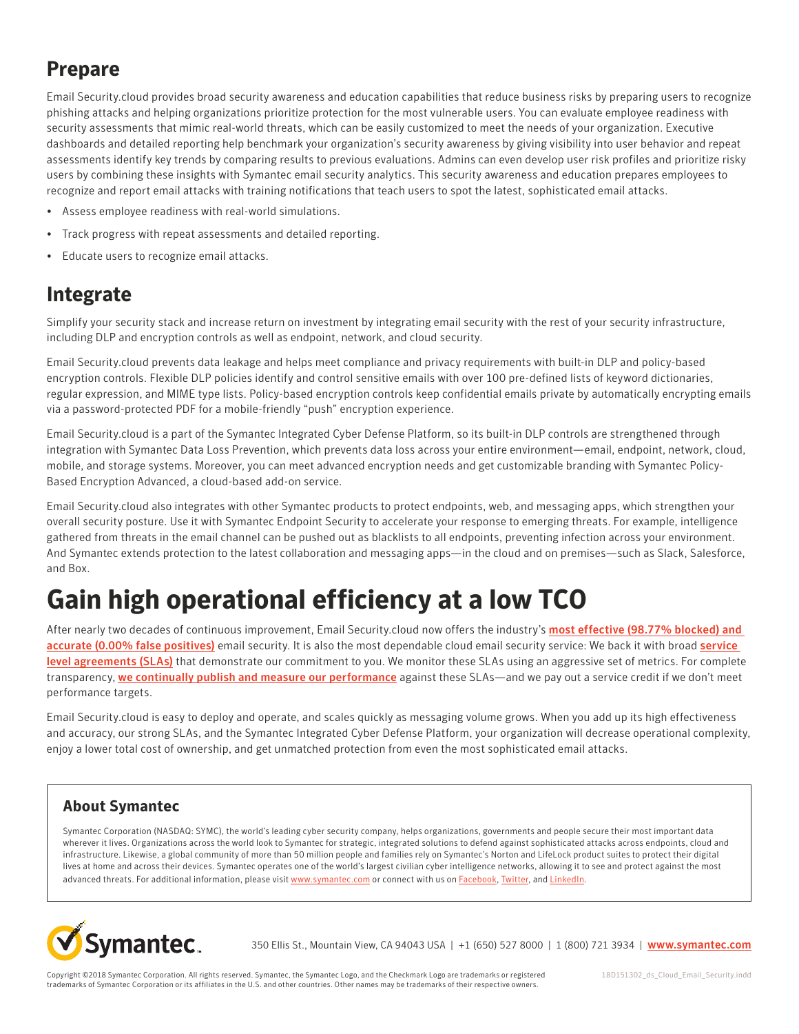## Prepare

Email Security.cloud provides broad security awareness and education capabilities that reduce business risks by preparing users to recognize phishing attacks and helping organizations prioritize protection for the most vulnerable users. You can evaluate employee readiness with security assessments that mimic real-world threats, which can be easily customized to meet the needs of your organization. Executive dashboards and detailed reporting help benchmark your organization's security awareness by giving visibility into user behavior and repeat assessments identify key trends by comparing results to previous evaluations. Admins can even develop user risk profiles and prioritize risky users by combining these insights with Symantec email security analytics. This security awareness and education prepares employees to recognize and report email attacks with training notifications that teach users to spot the latest, sophisticated email attacks.

- Assess employee readiness with real-world simulations.
- Track progress with repeat assessments and detailed reporting.
- Educate users to recognize email attacks.

## Integrate

Simplify your security stack and increase return on investment by integrating email security with the rest of your security infrastructure, including DLP and encryption controls as well as endpoint, network, and cloud security.

Email Security.cloud prevents data leakage and helps meet compliance and privacy requirements with built-in DLP and policy-based encryption controls. Flexible DLP policies identify and control sensitive emails with over 100 pre-defined lists of keyword dictionaries, regular expression, and MIME type lists. Policy-based encryption controls keep confidential emails private by automatically encrypting emails via a password-protected PDF for a mobile-friendly "push" encryption experience.

Email Security.cloud is a part of the Symantec Integrated Cyber Defense Platform, so its built-in DLP controls are strengthened through integration with Symantec Data Loss Prevention, which prevents data loss across your entire environment—email, endpoint, network, cloud, mobile, and storage systems. Moreover, you can meet advanced encryption needs and get customizable branding with Symantec Policy-Based Encryption Advanced, a cloud-based add-on service.

Email Security.cloud also integrates with other Symantec products to protect endpoints, web, and messaging apps, which strengthen your overall security posture. Use it with Symantec Endpoint Security to accelerate your response to emerging threats. For example, intelligence gathered from threats in the email channel can be pushed out as blacklists to all endpoints, preventing infection across your environment. And Symantec extends protection to the latest collaboration and messaging apps—in the cloud and on premises—such as Slack, Salesforce, and Box.

# Gain high operational efficiency at a low TCO

After nearly two decades of continuous improvement, Email Security.cloud now offers the industry's **most effective (98.77% blocked) and accurate (0.00% false positives)** email security. It is also the most dependable cloud email security service: We back it with broad **service level agreements (SLAs)** that demonstrate our commitment to you. We monitor these SLAs using an aggressive set of metrics. For complete transparency, **we continually publish and measure our performance** against these SLAs—and we pay out a service credit if we don't meet performance targets.

Email Security.cloud is easy to deploy and operate, and scales quickly as messaging volume grows. When you add up its high effectiveness and accuracy, our strong SLAs, and the Symantec Integrated Cyber Defense Platform, your organization will decrease operational complexity, enjoy a lower total cost of ownership, and get unmatched protection from even the most sophisticated email attacks.

### About Symantec

Symantec Corporation (NASDAQ: SYMC), the world's leading cyber security company, helps organizations, governments and people secure their most important data wherever it lives. Organizations across the world look to Symantec for strategic, integrated solutions to defend against sophisticated attacks across endpoints, cloud and infrastructure. Likewise, a global community of more than 50 million people and families rely on Symantec's Norton and LifeLock product suites to protect their digital lives at home and across their devices. Symantec operates one of the world's largest civilian cyber intelligence networks, allowing it to see and protect against the most advanced threats. For additional information, please visit www.symantec.com or connect with us on Facebook, Twitter, and LinkedIn.

350 Ellis St., Mountain View, CA 94043 USA | +1 (650) 527 8000 | 1 (800) 721 3934 | **www.symantec.com**

Copyright ©2018 Symantec Corporation. All rights reserved. Symantec, the Symantec Logo, and the Checkmark Logo are trademarks or registered trademarks of Symantec Corporation or its affiliates in the U.S. and other countries. Other names may be trademarks of their respective owners.

18D151302_ds_Cloud_Email_Security.indd